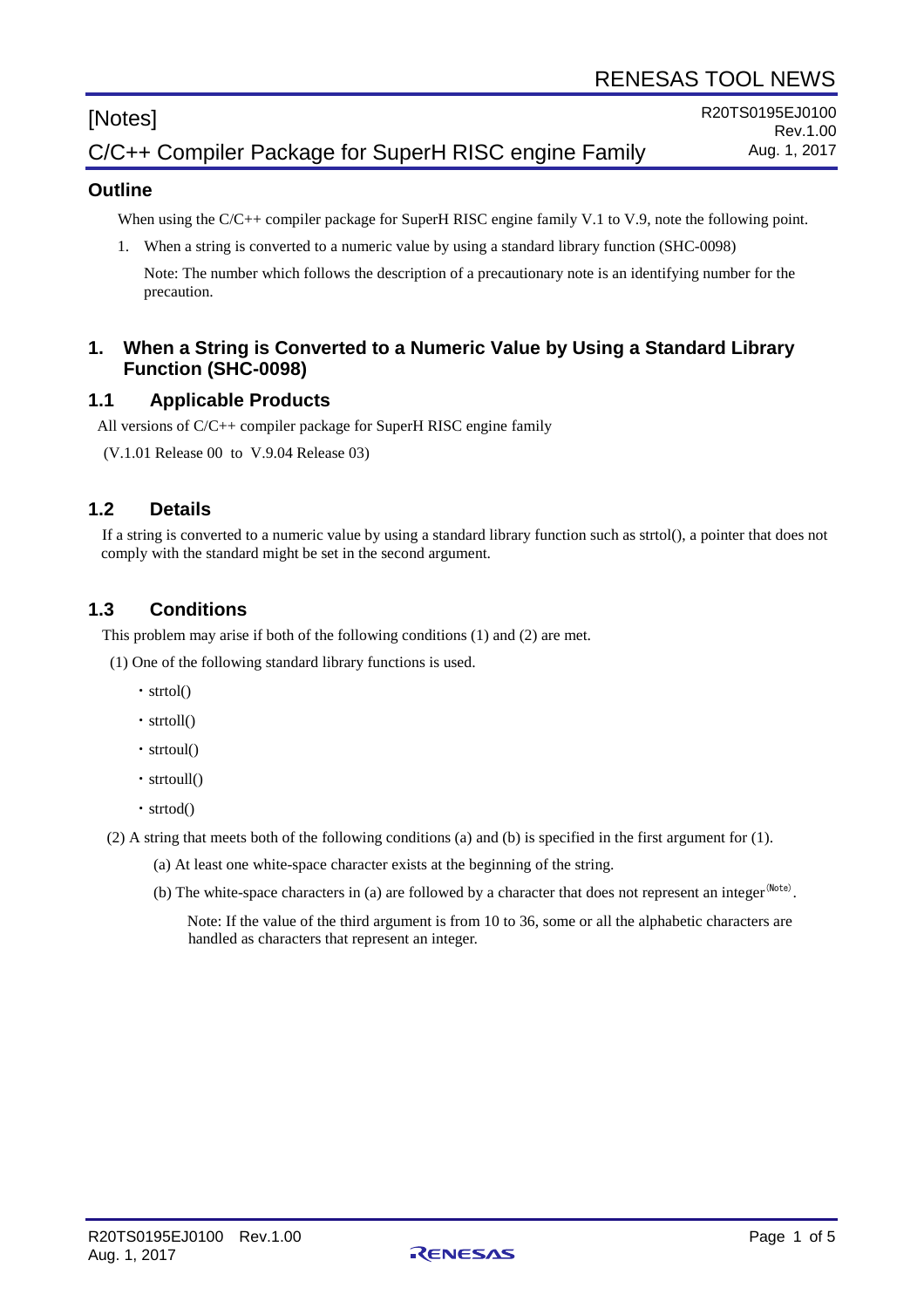RENESAS TOOL NEWS

[Notes]

R20TS0195EJ0100
Rev.1.00
Aug. 1, 2017

# C/C++ Compiler Package for SuperH RISC engine Family

## Outline

When using the C/C++ compiler package for SuperH RISC engine family V.1 to V.9, note the following point.

1. When a string is converted to a numeric value by using a standard library function (SHC-0098)

   Note: The number which follows the description of a precautionary note is an identifying number for the precaution.

## 1. When a String is Converted to a Numeric Value by Using a Standard Library Function (SHC-0098)

### 1.1 Applicable Products

All versions of C/C++ compiler package for SuperH RISC engine family

(V.1.01 Release 00 to V.9.04 Release 03)

### 1.2 Details

If a string is converted to a numeric value by using a standard library function such as strtol(), a pointer that does not comply with the standard might be set in the second argument.

### 1.3 Conditions

This problem may arise if both of the following conditions (1) and (2) are met.

(1) One of the following standard library functions is used.

- strtol()
- strtoll()
- strtoul()
- strtoull()
- strtod()

(2) A string that meets both of the following conditions (a) and (b) is specified in the first argument for (1).

(a) At least one white-space character exists at the beginning of the string.

(b) The white-space characters in (a) are followed by a character that does not represent an integer(Note).

Note: If the value of the third argument is from 10 to 36, some or all the alphabetic characters are handled as characters that represent an integer.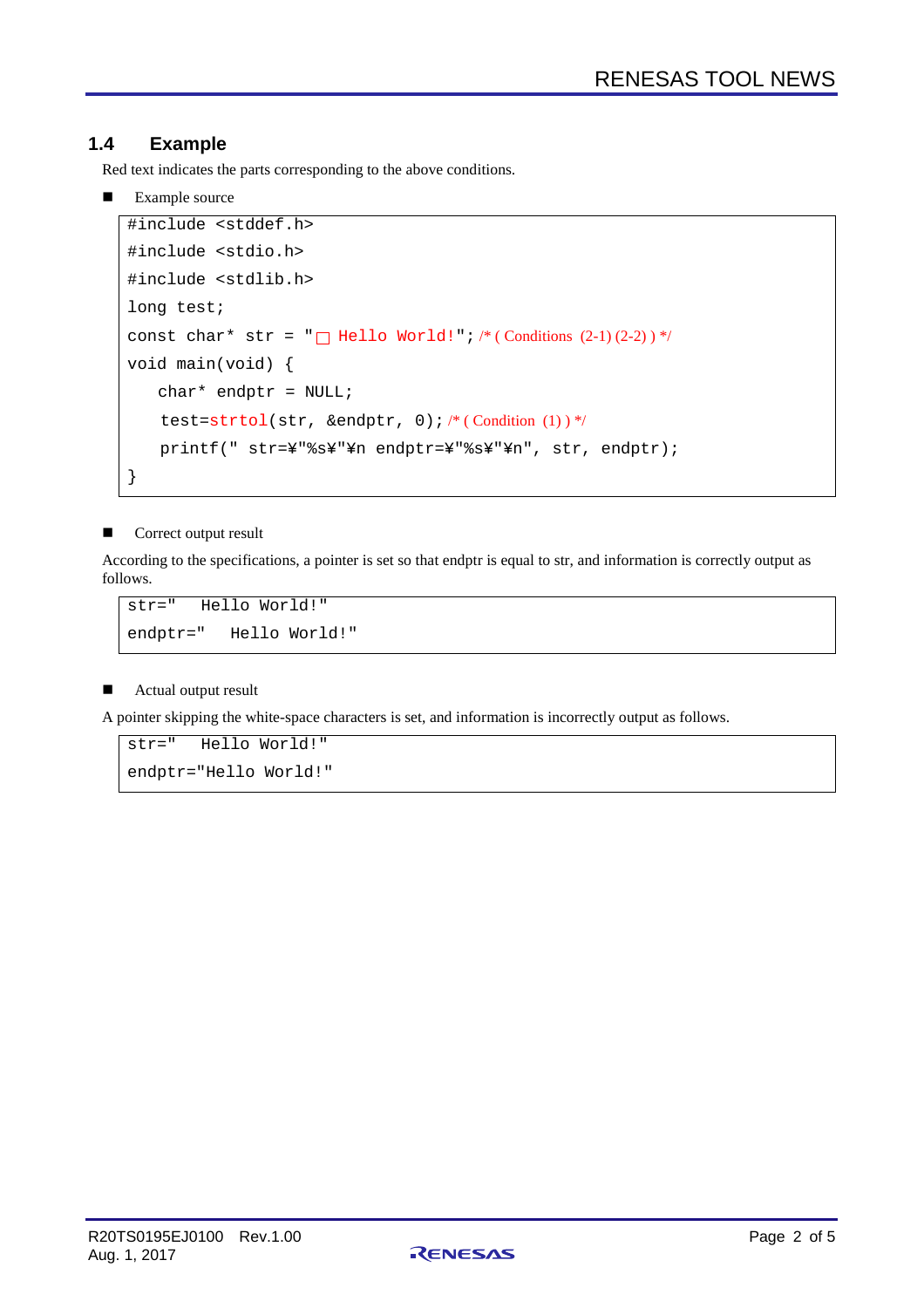## 1.4 Example

Red text indicates the parts corresponding to the above conditions.

- Example source

```
#include <stddef.h>
#include <stdio.h>
#include <stdlib.h>
long test;
const char* str = "□ Hello World!"; /* ( Conditions  (2-1) (2-2) ) */
void main(void) {
    char* endptr = NULL;
    test=strtol(str, &endptr, 0); /* ( Condition  (1) ) */
    printf(" str=¥"%s¥"¥n endptr=¥"%s¥"¥n", str, endptr);
}
```

- Correct output result

According to the specifications, a pointer is set so that endptr is equal to str, and information is correctly output as follows.

```
str="   Hello World!"
endptr="   Hello World!"
```

- Actual output result

A pointer skipping the white-space characters is set, and information is incorrectly output as follows.

```
str="   Hello World!"
endptr="Hello World!"
```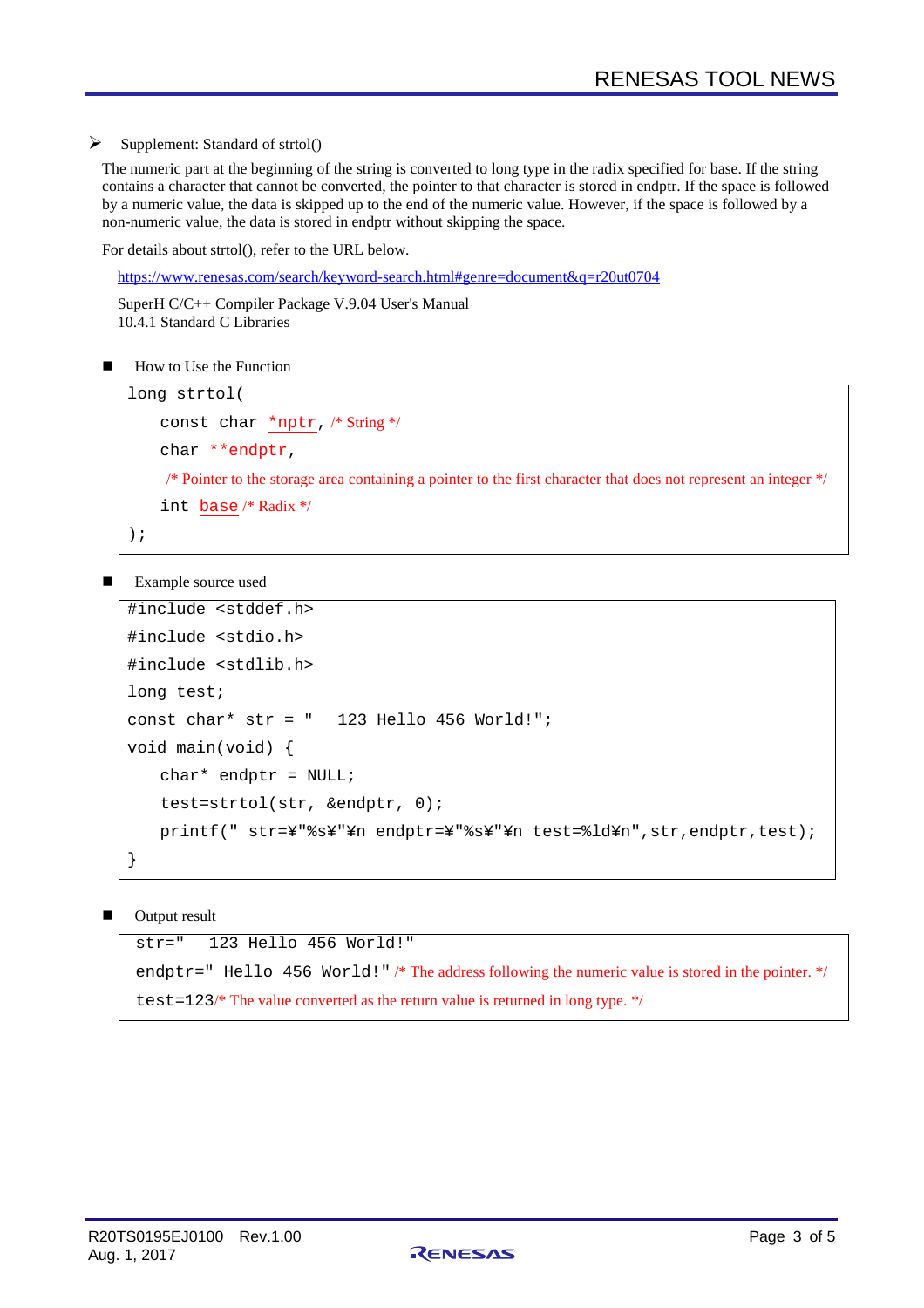➢ Supplement: Standard of strtol()

The numeric part at the beginning of the string is converted to long type in the radix specified for base. If the string contains a character that cannot be converted, the pointer to that character is stored in endptr. If the space is followed by a numeric value, the data is skipped up to the end of the numeric value. However, if the space is followed by a non-numeric value, the data is stored in endptr without skipping the space.

For details about strtol(), refer to the URL below.

https://www.renesas.com/search/keyword-search.html#genre=document&q=r20ut0704

SuperH C/C++ Compiler Package V.9.04 User's Manual
10.4.1 Standard C Libraries

■ How to Use the Function

```
long strtol(
    const char *nptr, /* String */
    char **endptr,
     /* Pointer to the storage area containing a pointer to the first character that does not represent an integer */
    int base /* Radix */
);
```

■ Example source used

```
#include <stddef.h>
#include <stdio.h>
#include <stdlib.h>
long test;
const char* str = "  123 Hello 456 World!";
void main(void) {
    char* endptr = NULL;
    test=strtol(str, &endptr, 0);
    printf(" str=¥"%s¥"¥n endptr=¥"%s¥"¥n test=%ld¥n",str,endptr,test);
}
```

■ Output result

```
 str="  123 Hello 456 World!"
 endptr=" Hello 456 World!" /* The address following the numeric value is stored in the pointer. */
 test=123/* The value converted as the return value is returned in long type. */
```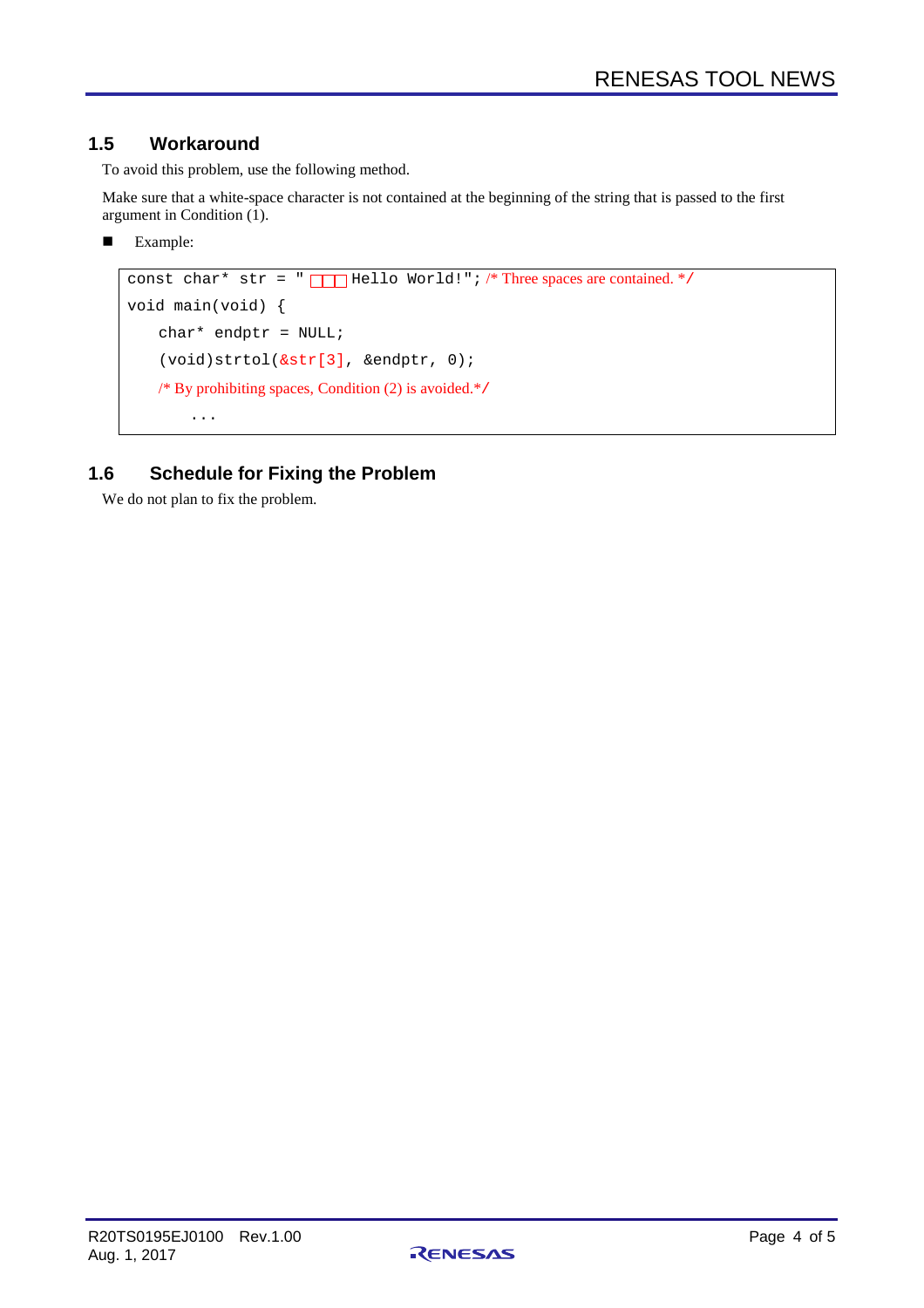## 1.5 Workaround

To avoid this problem, use the following method.

Make sure that a white-space character is not contained at the beginning of the string that is passed to the first argument in Condition (1).

- Example:

```
const char* str = "   Hello World!"; /* Three spaces are contained. */
void main(void) {
    char* endptr = NULL;
    (void)strtol(&str[3], &endptr, 0);
    /* By prohibiting spaces, Condition (2) is avoided.*/
        ...
```

## 1.6 Schedule for Fixing the Problem

We do not plan to fix the problem.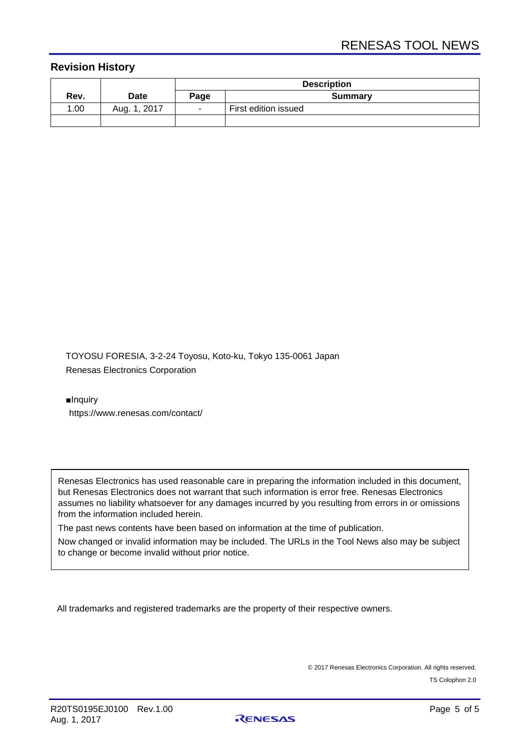## Revision History

| Rev. | Date | Description | |
|---|---|---|---|
| | | Page | Summary |
| 1.00 | Aug. 1, 2017 | - | First edition issued |
| | | | |

TOYOSU FORESIA, 3-2-24 Toyosu, Koto-ku, Tokyo 135-0061 Japan
Renesas Electronics Corporation

■Inquiry
https://www.renesas.com/contact/

Renesas Electronics has used reasonable care in preparing the information included in this document, but Renesas Electronics does not warrant that such information is error free. Renesas Electronics assumes no liability whatsoever for any damages incurred by you resulting from errors in or omissions from the information included herein.

The past news contents have been based on information at the time of publication.

Now changed or invalid information may be included. The URLs in the Tool News also may be subject to change or become invalid without prior notice.

All trademarks and registered trademarks are the property of their respective owners.

© 2017 Renesas Electronics Corporation. All rights reserved.

TS Colophon 2.0